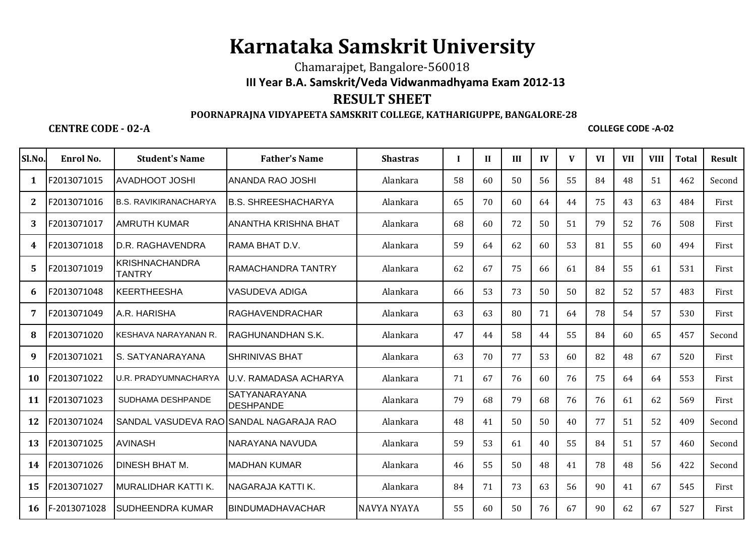# Karnataka Samskrit University

Chamarajpet, Bangalore-560018

**III Year B.A. Samskrit/Veda Vidwanmadhyama Exam 2012-13**

## RESULT SHEET

**POORNAPRAJNA VIDYAPEETA SAMSKRIT COLLEGE, KATHARIGUPPE, BANGALORE-28**

**CENTRE CODE - 02-A** **COLLEGE CODE -A-02**

| Sl.No. | Enrol No. | Student's Name | Father's Name | Shastras | I | II | III | IV | V | VI | VII | VIII | Total | Result |
|---|---|---|---|---|---|---|---|---|---|---|---|---|---|---|
| 1 | F2013071015 | AVADHOOT JOSHI | ANANDA RAO JOSHI | Alankara | 58 | 60 | 50 | 56 | 55 | 84 | 48 | 51 | 462 | Second |
| 2 | F2013071016 | B.S. RAVIKIRANACHARYA | B.S. SHREESHACHARYA | Alankara | 65 | 70 | 60 | 64 | 44 | 75 | 43 | 63 | 484 | First |
| 3 | F2013071017 | AMRUTH KUMAR | ANANTHA KRISHNA BHAT | Alankara | 68 | 60 | 72 | 50 | 51 | 79 | 52 | 76 | 508 | First |
| 4 | F2013071018 | D.R. RAGHAVENDRA | RAMA BHAT D.V. | Alankara | 59 | 64 | 62 | 60 | 53 | 81 | 55 | 60 | 494 | First |
| 5 | F2013071019 | KRISHNACHANDRA TANTRY | RAMACHANDRA TANTRY | Alankara | 62 | 67 | 75 | 66 | 61 | 84 | 55 | 61 | 531 | First |
| 6 | F2013071048 | KEERTHEESHA | VASUDEVA ADIGA | Alankara | 66 | 53 | 73 | 50 | 50 | 82 | 52 | 57 | 483 | First |
| 7 | F2013071049 | A.R. HARISHA | RAGHAVENDRACHAR | Alankara | 63 | 63 | 80 | 71 | 64 | 78 | 54 | 57 | 530 | First |
| 8 | F2013071020 | KESHAVA NARAYANAN R. | RAGHUNANDHAN S.K. | Alankara | 47 | 44 | 58 | 44 | 55 | 84 | 60 | 65 | 457 | Second |
| 9 | F2013071021 | S. SATYANARAYANA | SHRINIVAS BHAT | Alankara | 63 | 70 | 77 | 53 | 60 | 82 | 48 | 67 | 520 | First |
| 10 | F2013071022 | U.R. PRADYUMNACHARYA | U.V. RAMADASA ACHARYA | Alankara | 71 | 67 | 76 | 60 | 76 | 75 | 64 | 64 | 553 | First |
| 11 | F2013071023 | SUDHAMA DESHPANDE | SATYANARAYANA DESHPANDE | Alankara | 79 | 68 | 79 | 68 | 76 | 76 | 61 | 62 | 569 | First |
| 12 | F2013071024 | SANDAL VASUDEVA RAO | SANDAL NAGARAJA RAO | Alankara | 48 | 41 | 50 | 50 | 40 | 77 | 51 | 52 | 409 | Second |
| 13 | F2013071025 | AVINASH | NARAYANA NAVUDA | Alankara | 59 | 53 | 61 | 40 | 55 | 84 | 51 | 57 | 460 | Second |
| 14 | F2013071026 | DINESH BHAT M. | MADHAN KUMAR | Alankara | 46 | 55 | 50 | 48 | 41 | 78 | 48 | 56 | 422 | Second |
| 15 | F2013071027 | MURALIDHAR KATTI K. | NAGARAJA KATTI K. | Alankara | 84 | 71 | 73 | 63 | 56 | 90 | 41 | 67 | 545 | First |
| 16 | F-2013071028 | SUDHEENDRA KUMAR | BINDUMADHAVACHAR | NAVYA NYAYA | 55 | 60 | 50 | 76 | 67 | 90 | 62 | 67 | 527 | First |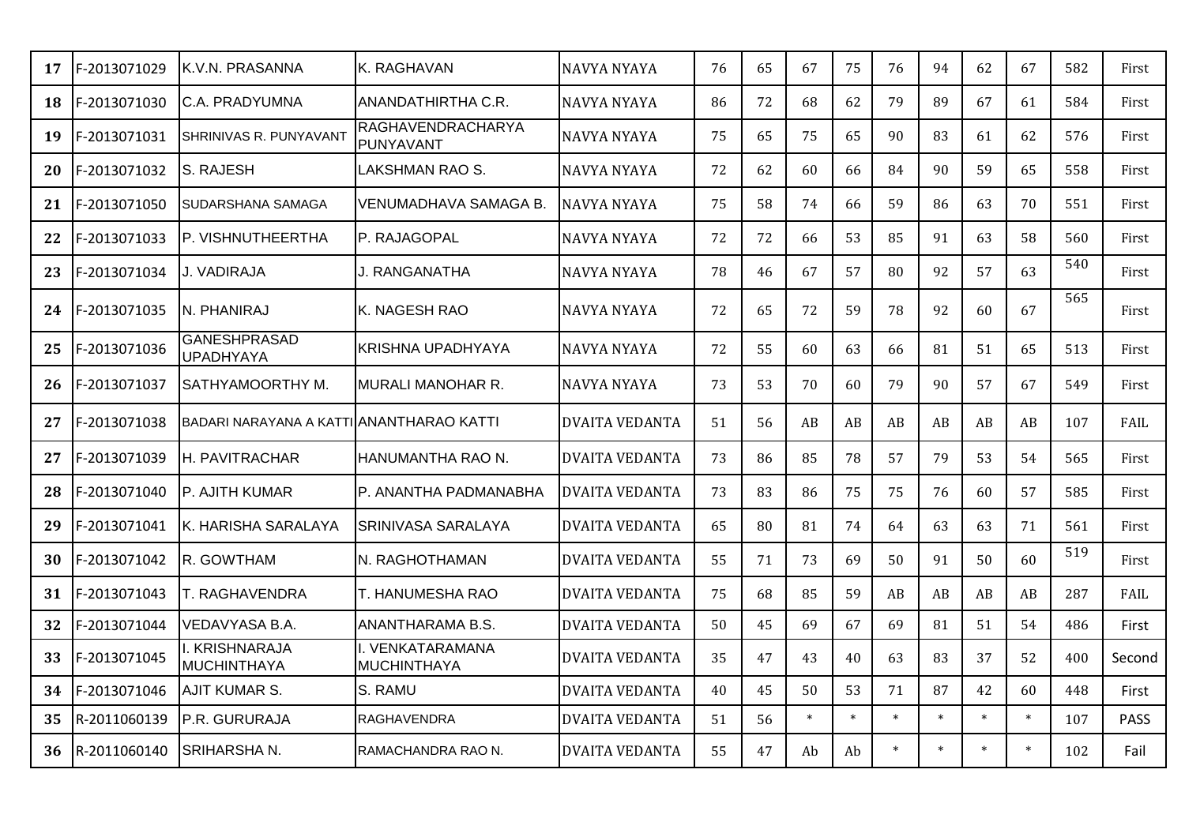| 17 | F-2013071029 | K.V.N. PRASANNA | K. RAGHAVAN | NAVYA NYAYA | 76 | 65 | 67 | 75 | 76 | 94 | 62 | 67 | 582 | First |
|---|---|---|---|---|---|---|---|---|---|---|---|---|---|---|
| 18 | F-2013071030 | C.A. PRADYUMNA | ANANDATHIRTHA C.R. | NAVYA NYAYA | 86 | 72 | 68 | 62 | 79 | 89 | 67 | 61 | 584 | First |
| 19 | F-2013071031 | SHRINIVAS R. PUNYAVANT | RAGHAVENDRACHARYA PUNYAVANT | NAVYA NYAYA | 75 | 65 | 75 | 65 | 90 | 83 | 61 | 62 | 576 | First |
| 20 | F-2013071032 | S. RAJESH | LAKSHMAN RAO S. | NAVYA NYAYA | 72 | 62 | 60 | 66 | 84 | 90 | 59 | 65 | 558 | First |
| 21 | F-2013071050 | SUDARSHANA SAMAGA | VENUMADHAVA SAMAGA B. | NAVYA NYAYA | 75 | 58 | 74 | 66 | 59 | 86 | 63 | 70 | 551 | First |
| 22 | F-2013071033 | P. VISHNUTHEERTHA | P. RAJAGOPAL | NAVYA NYAYA | 72 | 72 | 66 | 53 | 85 | 91 | 63 | 58 | 560 | First |
| 23 | F-2013071034 | J. VADIRAJA | J. RANGANATHA | NAVYA NYAYA | 78 | 46 | 67 | 57 | 80 | 92 | 57 | 63 | 540 | First |
| 24 | F-2013071035 | N. PHANIRAJ | K. NAGESH RAO | NAVYA NYAYA | 72 | 65 | 72 | 59 | 78 | 92 | 60 | 67 | 565 | First |
| 25 | F-2013071036 | GANESHPRASAD UPADHYAYA | KRISHNA UPADHYAYA | NAVYA NYAYA | 72 | 55 | 60 | 63 | 66 | 81 | 51 | 65 | 513 | First |
| 26 | F-2013071037 | SATHYAMOORTHY M. | MURALI MANOHAR R. | NAVYA NYAYA | 73 | 53 | 70 | 60 | 79 | 90 | 57 | 67 | 549 | First |
| 27 | F-2013071038 | BADARI NARAYANA A KATTI | ANANTHARAO KATTI | DVAITA VEDANTA | 51 | 56 | AB | AB | AB | AB | AB | AB | 107 | FAIL |
| 27 | F-2013071039 | H. PAVITRACHAR | HANUMANTHA RAO N. | DVAITA VEDANTA | 73 | 86 | 85 | 78 | 57 | 79 | 53 | 54 | 565 | First |
| 28 | F-2013071040 | P. AJITH KUMAR | P. ANANTHA PADMANABHA | DVAITA VEDANTA | 73 | 83 | 86 | 75 | 75 | 76 | 60 | 57 | 585 | First |
| 29 | F-2013071041 | K. HARISHA SARALAYA | SRINIVASA SARALAYA | DVAITA VEDANTA | 65 | 80 | 81 | 74 | 64 | 63 | 63 | 71 | 561 | First |
| 30 | F-2013071042 | R. GOWTHAM | N. RAGHOTHAMAN | DVAITA VEDANTA | 55 | 71 | 73 | 69 | 50 | 91 | 50 | 60 | 519 | First |
| 31 | F-2013071043 | T. RAGHAVENDRA | T. HANUMESHA RAO | DVAITA VEDANTA | 75 | 68 | 85 | 59 | AB | AB | AB | AB | 287 | FAIL |
| 32 | F-2013071044 | VEDAVYASA B.A. | ANANTHARAMA B.S. | DVAITA VEDANTA | 50 | 45 | 69 | 67 | 69 | 81 | 51 | 54 | 486 | First |
| 33 | F-2013071045 | I. KRISHNARAJA MUCHINTHAYA | I. VENKATARAMANA MUCHINTHAYA | DVAITA VEDANTA | 35 | 47 | 43 | 40 | 63 | 83 | 37 | 52 | 400 | Second |
| 34 | F-2013071046 | AJIT KUMAR S. | S. RAMU | DVAITA VEDANTA | 40 | 45 | 50 | 53 | 71 | 87 | 42 | 60 | 448 | First |
| 35 | R-2011060139 | P.R. GURURAJA | RAGHAVENDRA | DVAITA VEDANTA | 51 | 56 | * | * | * | * | * | * | 107 | PASS |
| 36 | R-2011060140 | SRIHARSHA N. | RAMACHANDRA RAO N. | DVAITA VEDANTA | 55 | 47 | Ab | Ab | * | * | * | * | 102 | Fail |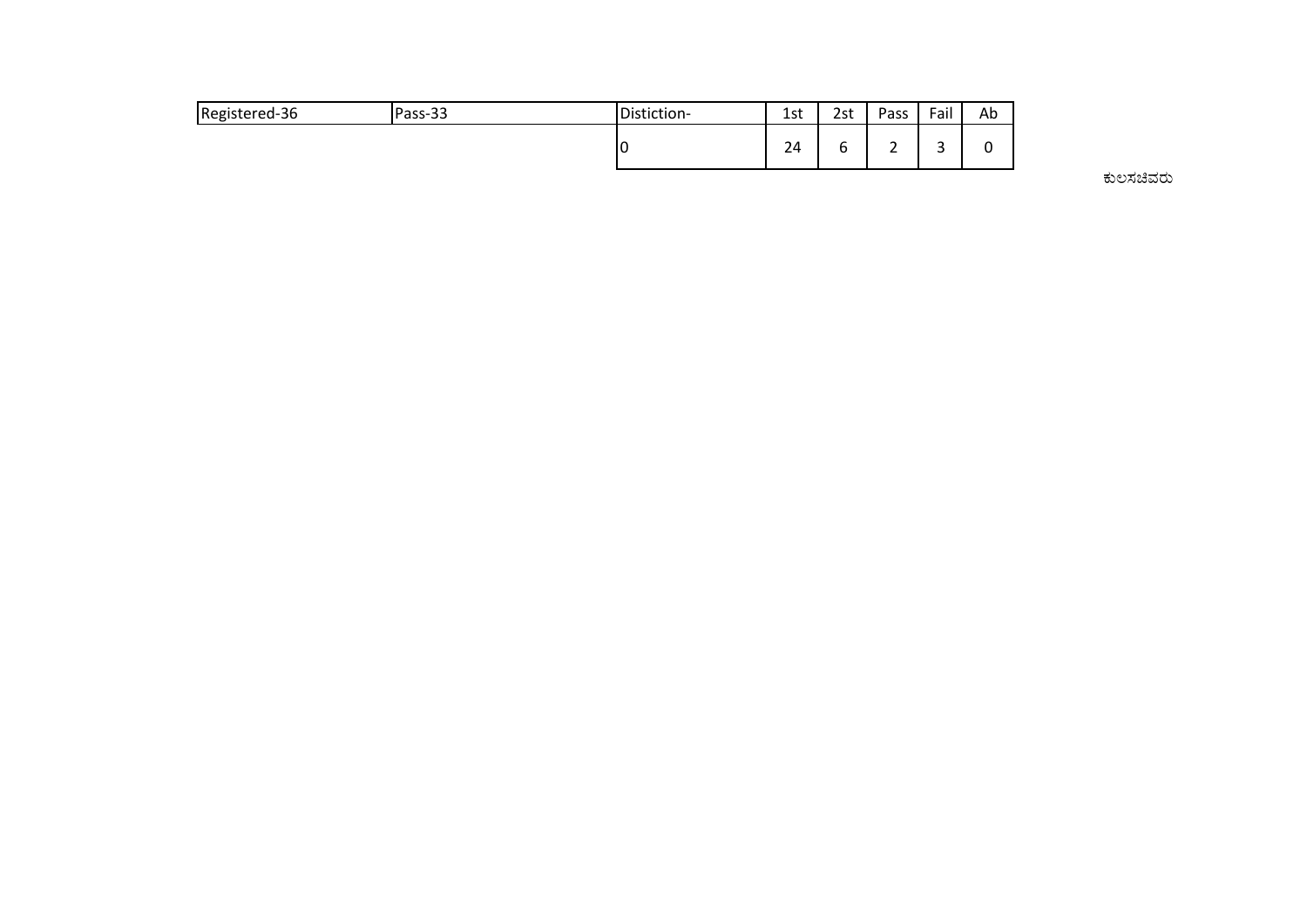| | | | | | | | | |
|---|---|---|---|---|---|---|---|---|
| Registered-36 | Pass-33 | Distiction- | 1st | 2st | Pass | Fail | Ab |
| | | 0 | 24 | 6 | 2 | 3 | 0 |

ಕುಲಸಚಿವರು